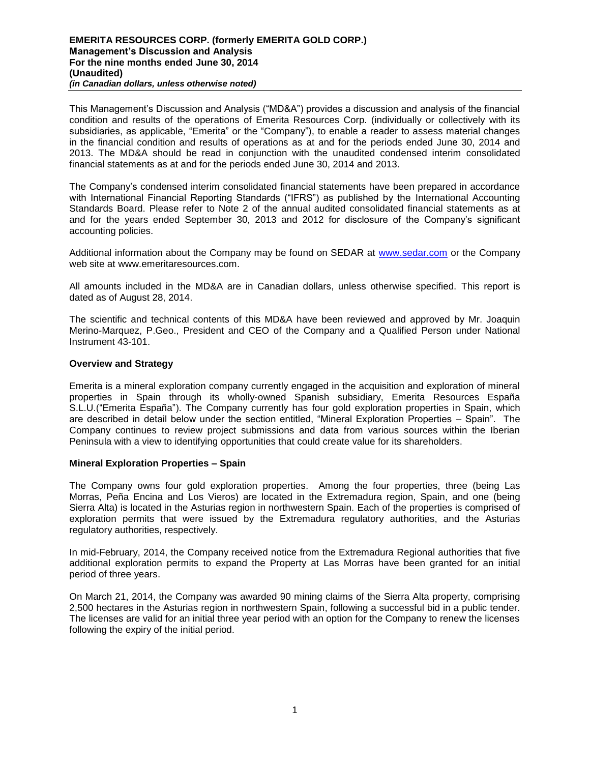**EMERITA RESOURCES CORP. (formerly EMERITA GOLD CORP.)**
**Management's Discussion and Analysis**
**For the nine months ended June 30, 2014**
**(Unaudited)**
***(in Canadian dollars, unless otherwise noted)***

This Management's Discussion and Analysis ("MD&A") provides a discussion and analysis of the financial condition and results of the operations of Emerita Resources Corp. (individually or collectively with its subsidiaries, as applicable, "Emerita" or the "Company"), to enable a reader to assess material changes in the financial condition and results of operations as at and for the periods ended June 30, 2014 and 2013. The MD&A should be read in conjunction with the unaudited condensed interim consolidated financial statements as at and for the periods ended June 30, 2014 and 2013.

The Company's condensed interim consolidated financial statements have been prepared in accordance with International Financial Reporting Standards ("IFRS") as published by the International Accounting Standards Board. Please refer to Note 2 of the annual audited consolidated financial statements as at and for the years ended September 30, 2013 and 2012 for disclosure of the Company's significant accounting policies.

Additional information about the Company may be found on SEDAR at www.sedar.com or the Company web site at www.emeritaresources.com.

All amounts included in the MD&A are in Canadian dollars, unless otherwise specified. This report is dated as of August 28, 2014.

The scientific and technical contents of this MD&A have been reviewed and approved by Mr. Joaquin Merino-Marquez, P.Geo., President and CEO of the Company and a Qualified Person under National Instrument 43-101.

## Overview and Strategy

Emerita is a mineral exploration company currently engaged in the acquisition and exploration of mineral properties in Spain through its wholly-owned Spanish subsidiary, Emerita Resources España S.L.U.("Emerita España"). The Company currently has four gold exploration properties in Spain, which are described in detail below under the section entitled, "Mineral Exploration Properties – Spain". The Company continues to review project submissions and data from various sources within the Iberian Peninsula with a view to identifying opportunities that could create value for its shareholders.

## Mineral Exploration Properties – Spain

The Company owns four gold exploration properties. Among the four properties, three (being Las Morras, Peña Encina and Los Vieros) are located in the Extremadura region, Spain, and one (being Sierra Alta) is located in the Asturias region in northwestern Spain. Each of the properties is comprised of exploration permits that were issued by the Extremadura regulatory authorities, and the Asturias regulatory authorities, respectively.

In mid-February, 2014, the Company received notice from the Extremadura Regional authorities that five additional exploration permits to expand the Property at Las Morras have been granted for an initial period of three years.

On March 21, 2014, the Company was awarded 90 mining claims of the Sierra Alta property, comprising 2,500 hectares in the Asturias region in northwestern Spain, following a successful bid in a public tender. The licenses are valid for an initial three year period with an option for the Company to renew the licenses following the expiry of the initial period.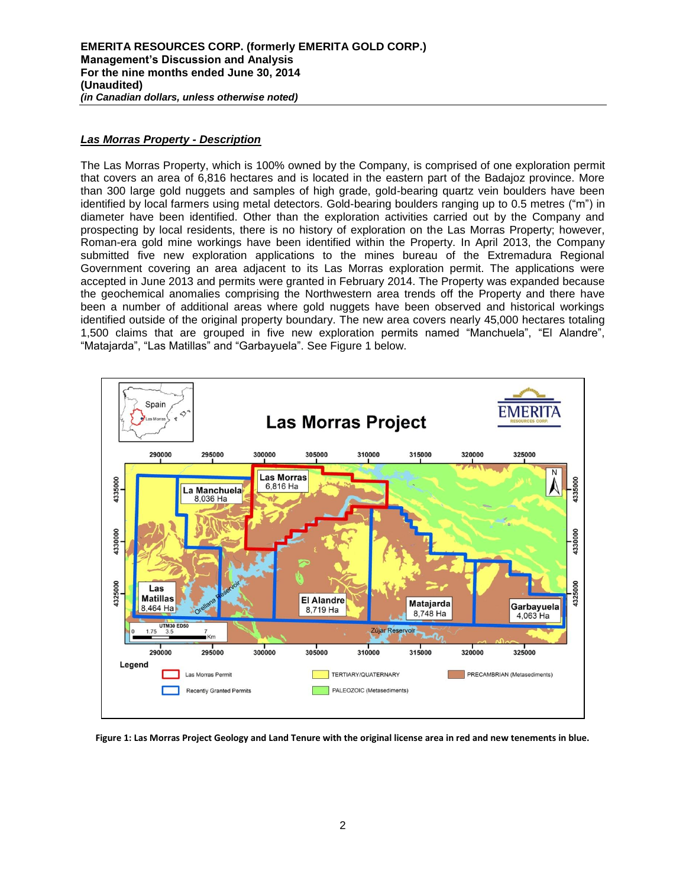## *Las Morras Property - Description*

The Las Morras Property, which is 100% owned by the Company, is comprised of one exploration permit that covers an area of 6,816 hectares and is located in the eastern part of the Badajoz province. More than 300 large gold nuggets and samples of high grade, gold-bearing quartz vein boulders have been identified by local farmers using metal detectors. Gold-bearing boulders ranging up to 0.5 metres ("m") in diameter have been identified. Other than the exploration activities carried out by the Company and prospecting by local residents, there is no history of exploration on the Las Morras Property; however, Roman-era gold mine workings have been identified within the Property. In April 2013, the Company submitted five new exploration applications to the mines bureau of the Extremadura Regional Government covering an area adjacent to its Las Morras exploration permit. The applications were accepted in June 2013 and permits were granted in February 2014. The Property was expanded because the geochemical anomalies comprising the Northwestern area trends off the Property and there have been a number of additional areas where gold nuggets have been observed and historical workings identified outside of the original property boundary. The new area covers nearly 45,000 hectares totaling 1,500 claims that are grouped in five new exploration permits named "Manchuela", "El Alandre", "Matajarda", "Las Matillas" and "Garbayuela". See Figure 1 below.

**Figure 1: Las Morras Project Geology and Land Tenure with the original license area in red and new tenements in blue.**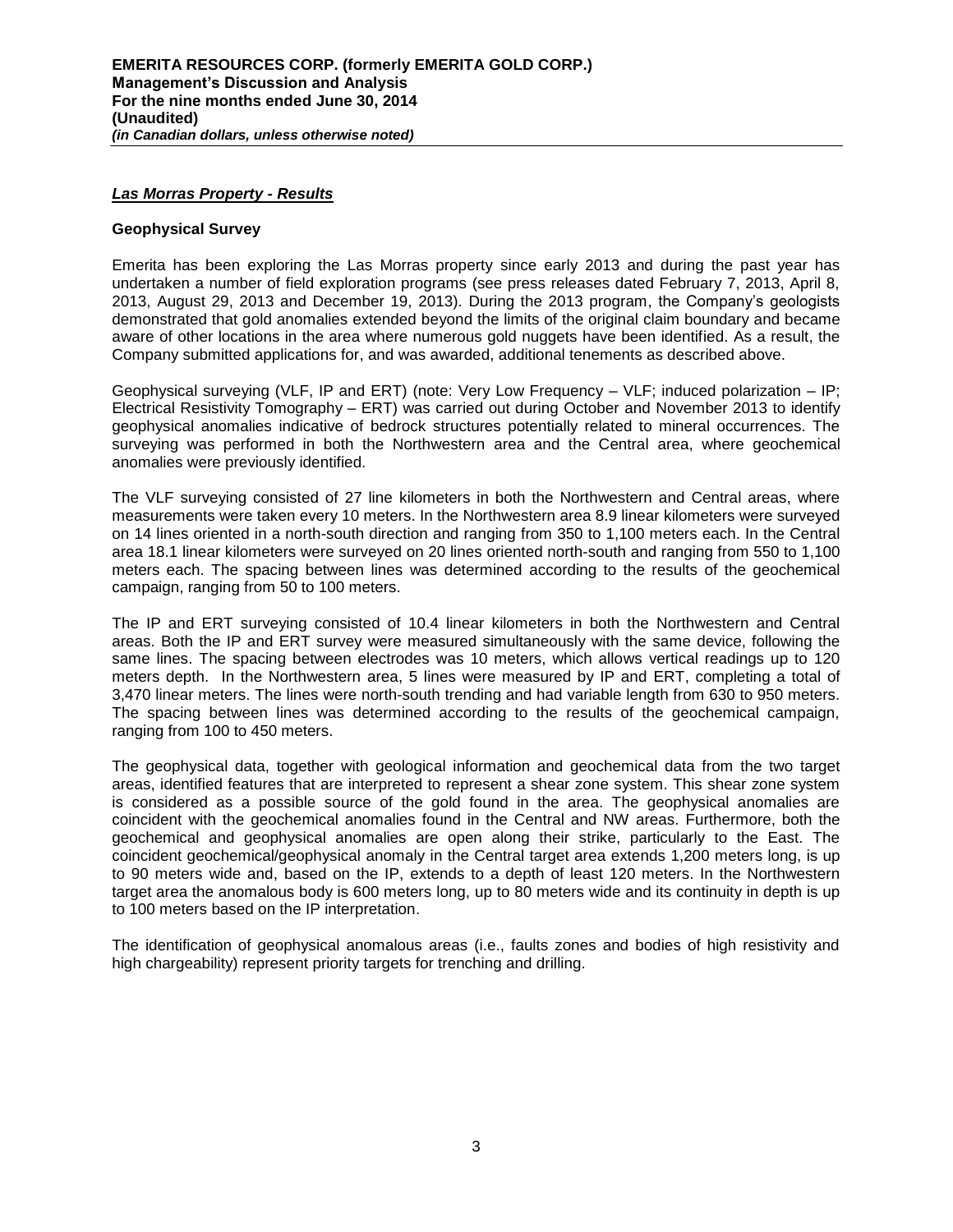### ***Las Morras Property - Results***

**Geophysical Survey**

Emerita has been exploring the Las Morras property since early 2013 and during the past year has undertaken a number of field exploration programs (see press releases dated February 7, 2013, April 8, 2013, August 29, 2013 and December 19, 2013). During the 2013 program, the Company's geologists demonstrated that gold anomalies extended beyond the limits of the original claim boundary and became aware of other locations in the area where numerous gold nuggets have been identified. As a result, the Company submitted applications for, and was awarded, additional tenements as described above.

Geophysical surveying (VLF, IP and ERT) (note: Very Low Frequency – VLF; induced polarization – IP; Electrical Resistivity Tomography – ERT) was carried out during October and November 2013 to identify geophysical anomalies indicative of bedrock structures potentially related to mineral occurrences. The surveying was performed in both the Northwestern area and the Central area, where geochemical anomalies were previously identified.

The VLF surveying consisted of 27 line kilometers in both the Northwestern and Central areas, where measurements were taken every 10 meters. In the Northwestern area 8.9 linear kilometers were surveyed on 14 lines oriented in a north-south direction and ranging from 350 to 1,100 meters each. In the Central area 18.1 linear kilometers were surveyed on 20 lines oriented north-south and ranging from 550 to 1,100 meters each. The spacing between lines was determined according to the results of the geochemical campaign, ranging from 50 to 100 meters.

The IP and ERT surveying consisted of 10.4 linear kilometers in both the Northwestern and Central areas. Both the IP and ERT survey were measured simultaneously with the same device, following the same lines. The spacing between electrodes was 10 meters, which allows vertical readings up to 120 meters depth. In the Northwestern area, 5 lines were measured by IP and ERT, completing a total of 3,470 linear meters. The lines were north-south trending and had variable length from 630 to 950 meters. The spacing between lines was determined according to the results of the geochemical campaign, ranging from 100 to 450 meters.

The geophysical data, together with geological information and geochemical data from the two target areas, identified features that are interpreted to represent a shear zone system. This shear zone system is considered as a possible source of the gold found in the area. The geophysical anomalies are coincident with the geochemical anomalies found in the Central and NW areas. Furthermore, both the geochemical and geophysical anomalies are open along their strike, particularly to the East. The coincident geochemical/geophysical anomaly in the Central target area extends 1,200 meters long, is up to 90 meters wide and, based on the IP, extends to a depth of least 120 meters. In the Northwestern target area the anomalous body is 600 meters long, up to 80 meters wide and its continuity in depth is up to 100 meters based on the IP interpretation.

The identification of geophysical anomalous areas (i.e., faults zones and bodies of high resistivity and high chargeability) represent priority targets for trenching and drilling.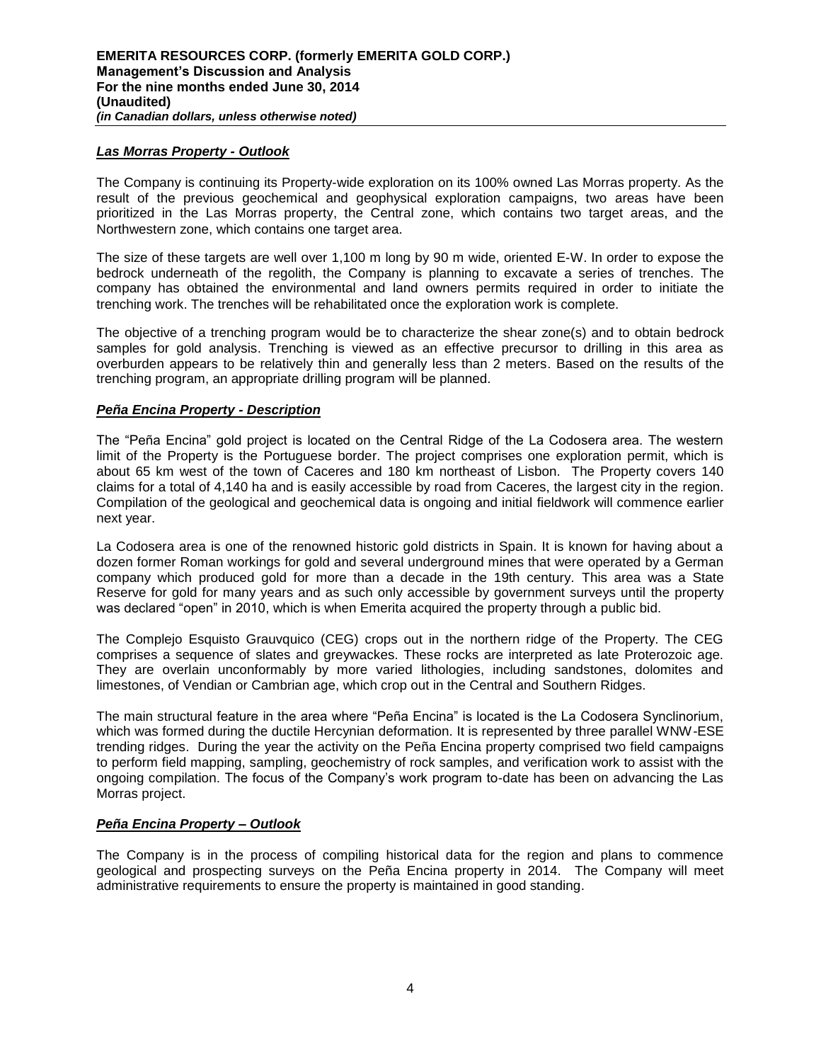### ***Las Morras Property - Outlook***

The Company is continuing its Property-wide exploration on its 100% owned Las Morras property. As the result of the previous geochemical and geophysical exploration campaigns, two areas have been prioritized in the Las Morras property, the Central zone, which contains two target areas, and the Northwestern zone, which contains one target area.

The size of these targets are well over 1,100 m long by 90 m wide, oriented E-W. In order to expose the bedrock underneath of the regolith, the Company is planning to excavate a series of trenches. The company has obtained the environmental and land owners permits required in order to initiate the trenching work. The trenches will be rehabilitated once the exploration work is complete.

The objective of a trenching program would be to characterize the shear zone(s) and to obtain bedrock samples for gold analysis. Trenching is viewed as an effective precursor to drilling in this area as overburden appears to be relatively thin and generally less than 2 meters. Based on the results of the trenching program, an appropriate drilling program will be planned.

### ***Peña Encina Property - Description***

The "Peña Encina" gold project is located on the Central Ridge of the La Codosera area. The western limit of the Property is the Portuguese border. The project comprises one exploration permit, which is about 65 km west of the town of Caceres and 180 km northeast of Lisbon. The Property covers 140 claims for a total of 4,140 ha and is easily accessible by road from Caceres, the largest city in the region. Compilation of the geological and geochemical data is ongoing and initial fieldwork will commence earlier next year.

La Codosera area is one of the renowned historic gold districts in Spain. It is known for having about a dozen former Roman workings for gold and several underground mines that were operated by a German company which produced gold for more than a decade in the 19th century. This area was a State Reserve for gold for many years and as such only accessible by government surveys until the property was declared "open" in 2010, which is when Emerita acquired the property through a public bid.

The Complejo Esquisto Grauvquico (CEG) crops out in the northern ridge of the Property. The CEG comprises a sequence of slates and greywackes. These rocks are interpreted as late Proterozoic age. They are overlain unconformably by more varied lithologies, including sandstones, dolomites and limestones, of Vendian or Cambrian age, which crop out in the Central and Southern Ridges.

The main structural feature in the area where "Peña Encina" is located is the La Codosera Synclinorium, which was formed during the ductile Hercynian deformation. It is represented by three parallel WNW-ESE trending ridges. During the year the activity on the Peña Encina property comprised two field campaigns to perform field mapping, sampling, geochemistry of rock samples, and verification work to assist with the ongoing compilation. The focus of the Company's work program to-date has been on advancing the Las Morras project.

### ***Peña Encina Property – Outlook***

The Company is in the process of compiling historical data for the region and plans to commence geological and prospecting surveys on the Peña Encina property in 2014. The Company will meet administrative requirements to ensure the property is maintained in good standing.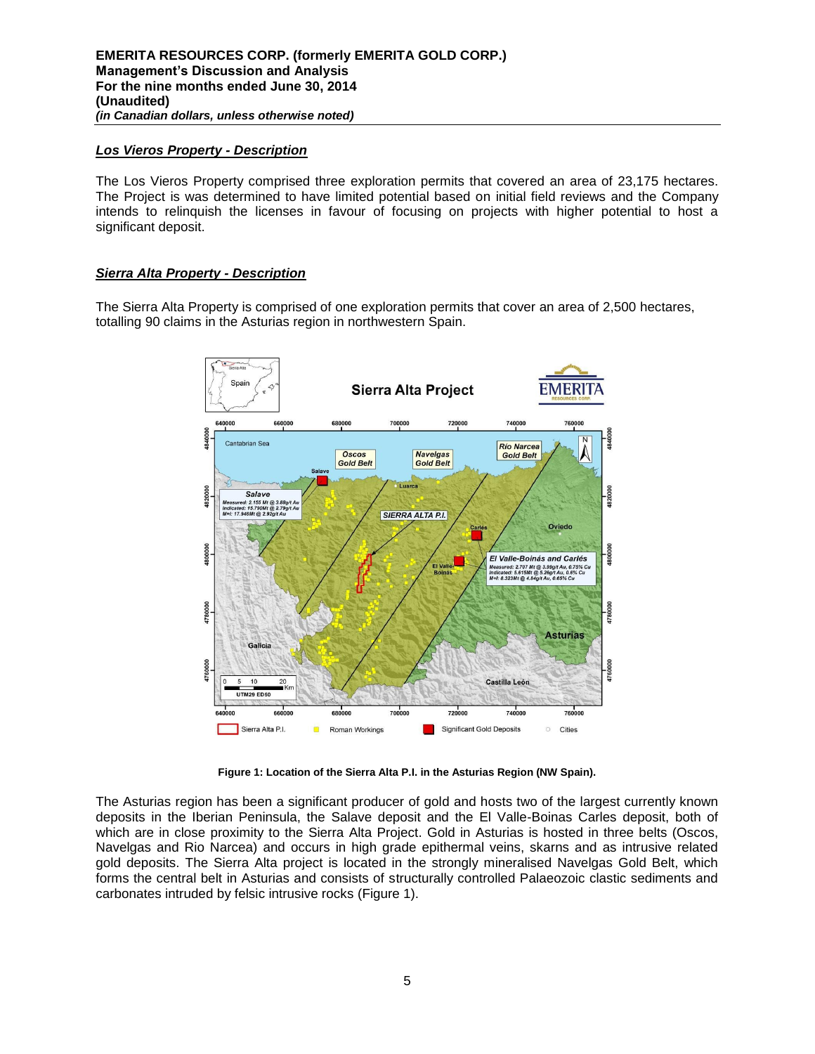## *Los Vieros Property - Description*

The Los Vieros Property comprised three exploration permits that covered an area of 23,175 hectares. The Project is was determined to have limited potential based on initial field reviews and the Company intends to relinquish the licenses in favour of focusing on projects with higher potential to host a significant deposit.

## *Sierra Alta Property - Description*

The Sierra Alta Property is comprised of one exploration permits that cover an area of 2,500 hectares, totalling 90 claims in the Asturias region in northwestern Spain.

**Figure 1: Location of the Sierra Alta P.I. in the Asturias Region (NW Spain).**

The Asturias region has been a significant producer of gold and hosts two of the largest currently known deposits in the Iberian Peninsula, the Salave deposit and the El Valle-Boinas Carles deposit, both of which are in close proximity to the Sierra Alta Project. Gold in Asturias is hosted in three belts (Oscos, Navelgas and Rio Narcea) and occurs in high grade epithermal veins, skarns and as intrusive related gold deposits. The Sierra Alta project is located in the strongly mineralised Navelgas Gold Belt, which forms the central belt in Asturias and consists of structurally controlled Palaeozoic clastic sediments and carbonates intruded by felsic intrusive rocks (Figure 1).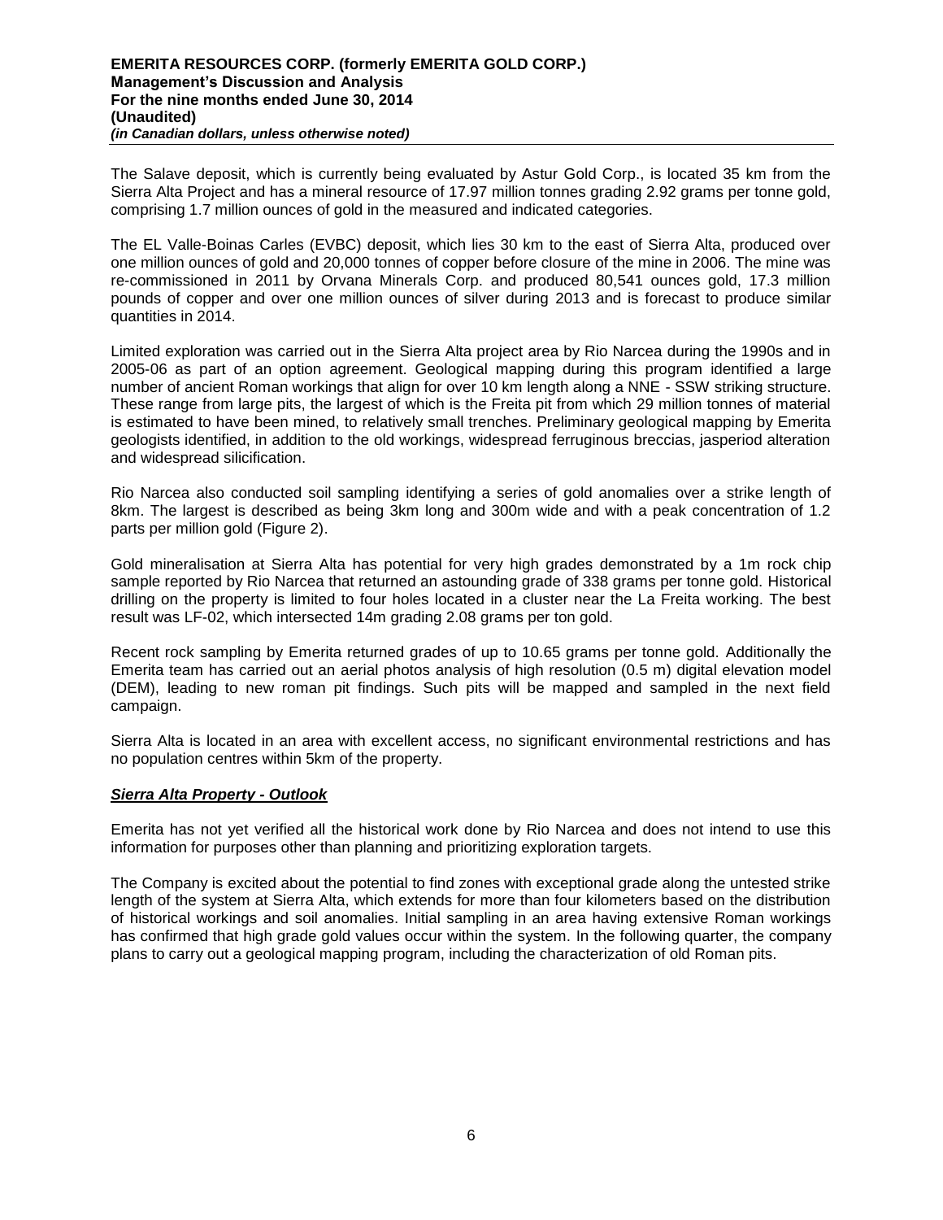The Salave deposit, which is currently being evaluated by Astur Gold Corp., is located 35 km from the Sierra Alta Project and has a mineral resource of 17.97 million tonnes grading 2.92 grams per tonne gold, comprising 1.7 million ounces of gold in the measured and indicated categories.

The EL Valle-Boinas Carles (EVBC) deposit, which lies 30 km to the east of Sierra Alta, produced over one million ounces of gold and 20,000 tonnes of copper before closure of the mine in 2006. The mine was re-commissioned in 2011 by Orvana Minerals Corp. and produced 80,541 ounces gold, 17.3 million pounds of copper and over one million ounces of silver during 2013 and is forecast to produce similar quantities in 2014.

Limited exploration was carried out in the Sierra Alta project area by Rio Narcea during the 1990s and in 2005-06 as part of an option agreement. Geological mapping during this program identified a large number of ancient Roman workings that align for over 10 km length along a NNE - SSW striking structure. These range from large pits, the largest of which is the Freita pit from which 29 million tonnes of material is estimated to have been mined, to relatively small trenches. Preliminary geological mapping by Emerita geologists identified, in addition to the old workings, widespread ferruginous breccias, jasperiod alteration and widespread silicification.

Rio Narcea also conducted soil sampling identifying a series of gold anomalies over a strike length of 8km. The largest is described as being 3km long and 300m wide and with a peak concentration of 1.2 parts per million gold (Figure 2).

Gold mineralisation at Sierra Alta has potential for very high grades demonstrated by a 1m rock chip sample reported by Rio Narcea that returned an astounding grade of 338 grams per tonne gold. Historical drilling on the property is limited to four holes located in a cluster near the La Freita working. The best result was LF-02, which intersected 14m grading 2.08 grams per ton gold.

Recent rock sampling by Emerita returned grades of up to 10.65 grams per tonne gold. Additionally the Emerita team has carried out an aerial photos analysis of high resolution (0.5 m) digital elevation model (DEM), leading to new roman pit findings. Such pits will be mapped and sampled in the next field campaign.

Sierra Alta is located in an area with excellent access, no significant environmental restrictions and has no population centres within 5km of the property.

### ***Sierra Alta Property - Outlook***

Emerita has not yet verified all the historical work done by Rio Narcea and does not intend to use this information for purposes other than planning and prioritizing exploration targets.

The Company is excited about the potential to find zones with exceptional grade along the untested strike length of the system at Sierra Alta, which extends for more than four kilometers based on the distribution of historical workings and soil anomalies. Initial sampling in an area having extensive Roman workings has confirmed that high grade gold values occur within the system. In the following quarter, the company plans to carry out a geological mapping program, including the characterization of old Roman pits.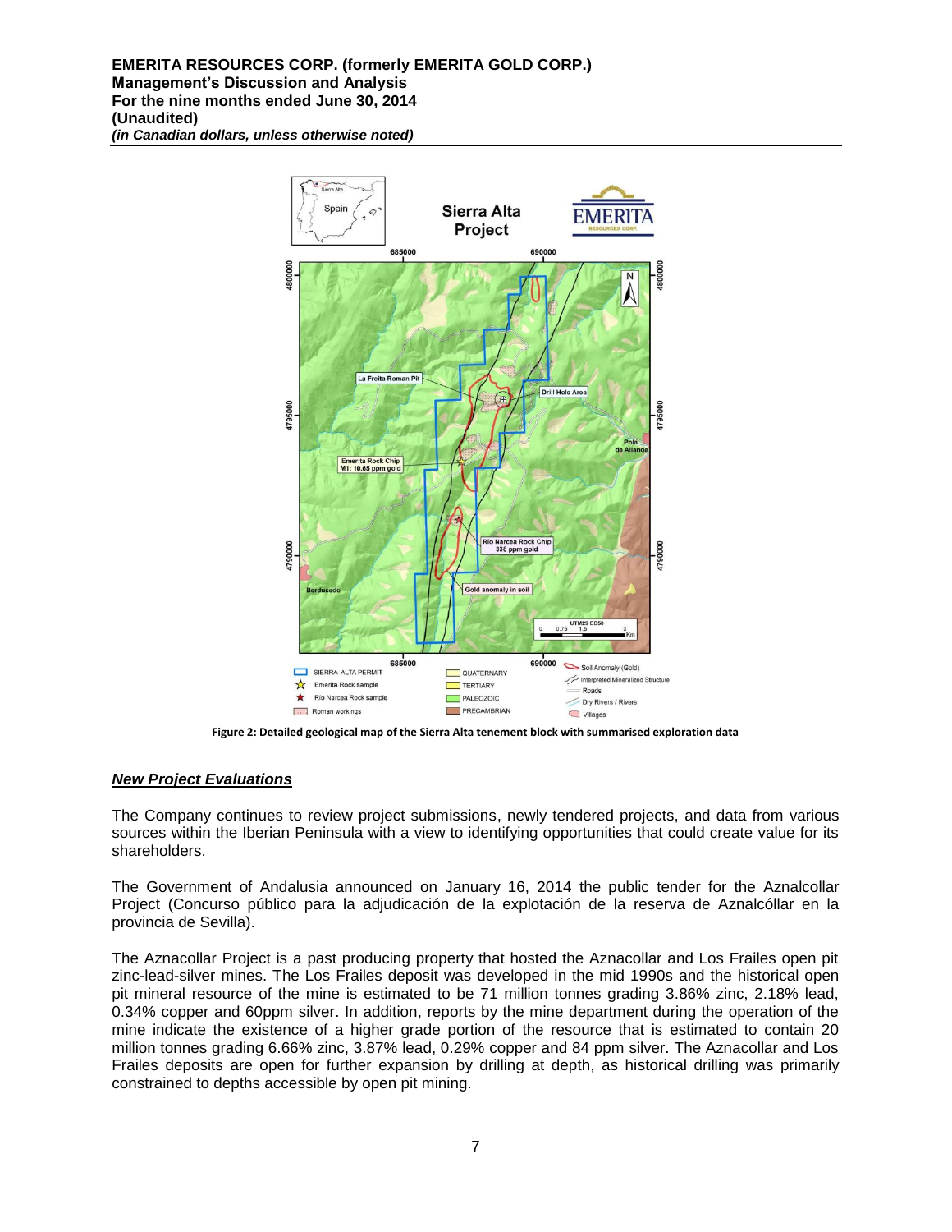Figure 2: Detailed geological map of the Sierra Alta tenement block with summarised exploration data

## *New Project Evaluations*

The Company continues to review project submissions, newly tendered projects, and data from various sources within the Iberian Peninsula with a view to identifying opportunities that could create value for its shareholders.

The Government of Andalusia announced on January 16, 2014 the public tender for the Aznalcollar Project (Concurso público para la adjudicación de la explotación de la reserva de Aznalcóllar en la provincia de Sevilla).

The Aznacollar Project is a past producing property that hosted the Aznacollar and Los Frailes open pit zinc-lead-silver mines. The Los Frailes deposit was developed in the mid 1990s and the historical open pit mineral resource of the mine is estimated to be 71 million tonnes grading 3.86% zinc, 2.18% lead, 0.34% copper and 60ppm silver. In addition, reports by the mine department during the operation of the mine indicate the existence of a higher grade portion of the resource that is estimated to contain 20 million tonnes grading 6.66% zinc, 3.87% lead, 0.29% copper and 84 ppm silver. The Aznacollar and Los Frailes deposits are open for further expansion by drilling at depth, as historical drilling was primarily constrained to depths accessible by open pit mining.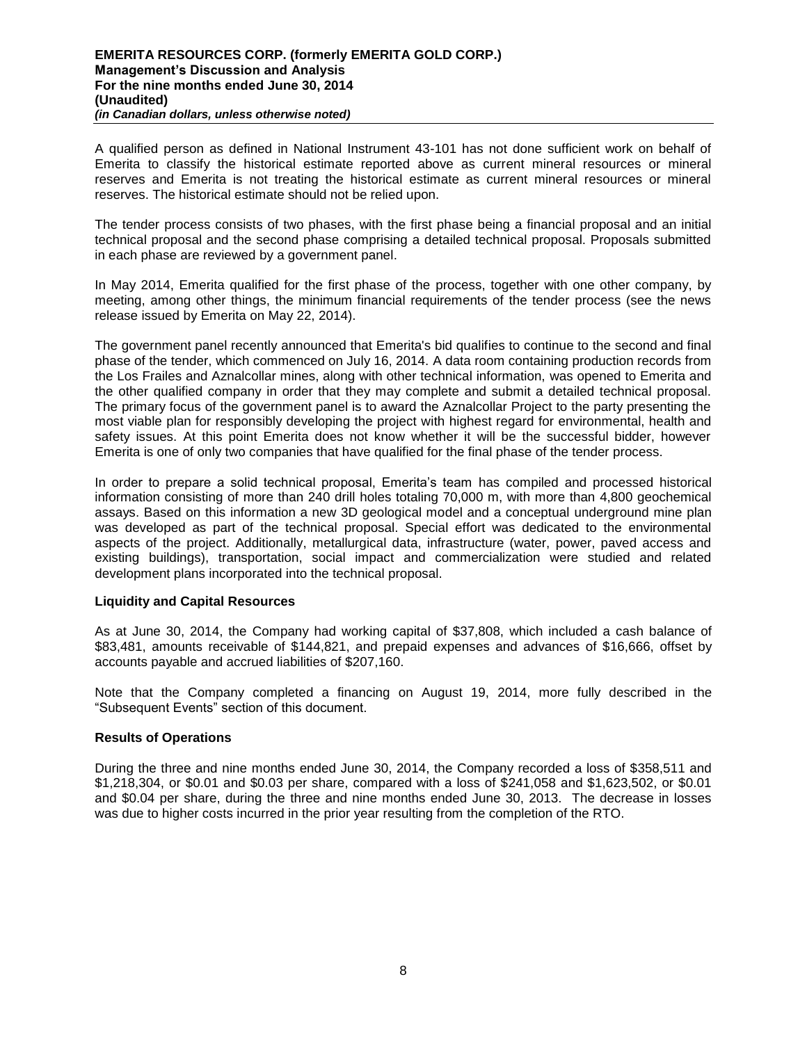A qualified person as defined in National Instrument 43-101 has not done sufficient work on behalf of Emerita to classify the historical estimate reported above as current mineral resources or mineral reserves and Emerita is not treating the historical estimate as current mineral resources or mineral reserves. The historical estimate should not be relied upon.

The tender process consists of two phases, with the first phase being a financial proposal and an initial technical proposal and the second phase comprising a detailed technical proposal. Proposals submitted in each phase are reviewed by a government panel.

In May 2014, Emerita qualified for the first phase of the process, together with one other company, by meeting, among other things, the minimum financial requirements of the tender process (see the news release issued by Emerita on May 22, 2014).

The government panel recently announced that Emerita's bid qualifies to continue to the second and final phase of the tender, which commenced on July 16, 2014. A data room containing production records from the Los Frailes and Aznalcollar mines, along with other technical information, was opened to Emerita and the other qualified company in order that they may complete and submit a detailed technical proposal. The primary focus of the government panel is to award the Aznalcollar Project to the party presenting the most viable plan for responsibly developing the project with highest regard for environmental, health and safety issues. At this point Emerita does not know whether it will be the successful bidder, however Emerita is one of only two companies that have qualified for the final phase of the tender process.

In order to prepare a solid technical proposal, Emerita's team has compiled and processed historical information consisting of more than 240 drill holes totaling 70,000 m, with more than 4,800 geochemical assays. Based on this information a new 3D geological model and a conceptual underground mine plan was developed as part of the technical proposal. Special effort was dedicated to the environmental aspects of the project. Additionally, metallurgical data, infrastructure (water, power, paved access and existing buildings), transportation, social impact and commercialization were studied and related development plans incorporated into the technical proposal.

**Liquidity and Capital Resources**

As at June 30, 2014, the Company had working capital of $37,808, which included a cash balance of $83,481, amounts receivable of $144,821, and prepaid expenses and advances of $16,666, offset by accounts payable and accrued liabilities of $207,160.

Note that the Company completed a financing on August 19, 2014, more fully described in the "Subsequent Events" section of this document.

**Results of Operations**

During the three and nine months ended June 30, 2014, the Company recorded a loss of $358,511 and $1,218,304, or $0.01 and $0.03 per share, compared with a loss of $241,058 and $1,623,502, or $0.01 and $0.04 per share, during the three and nine months ended June 30, 2013. The decrease in losses was due to higher costs incurred in the prior year resulting from the completion of the RTO.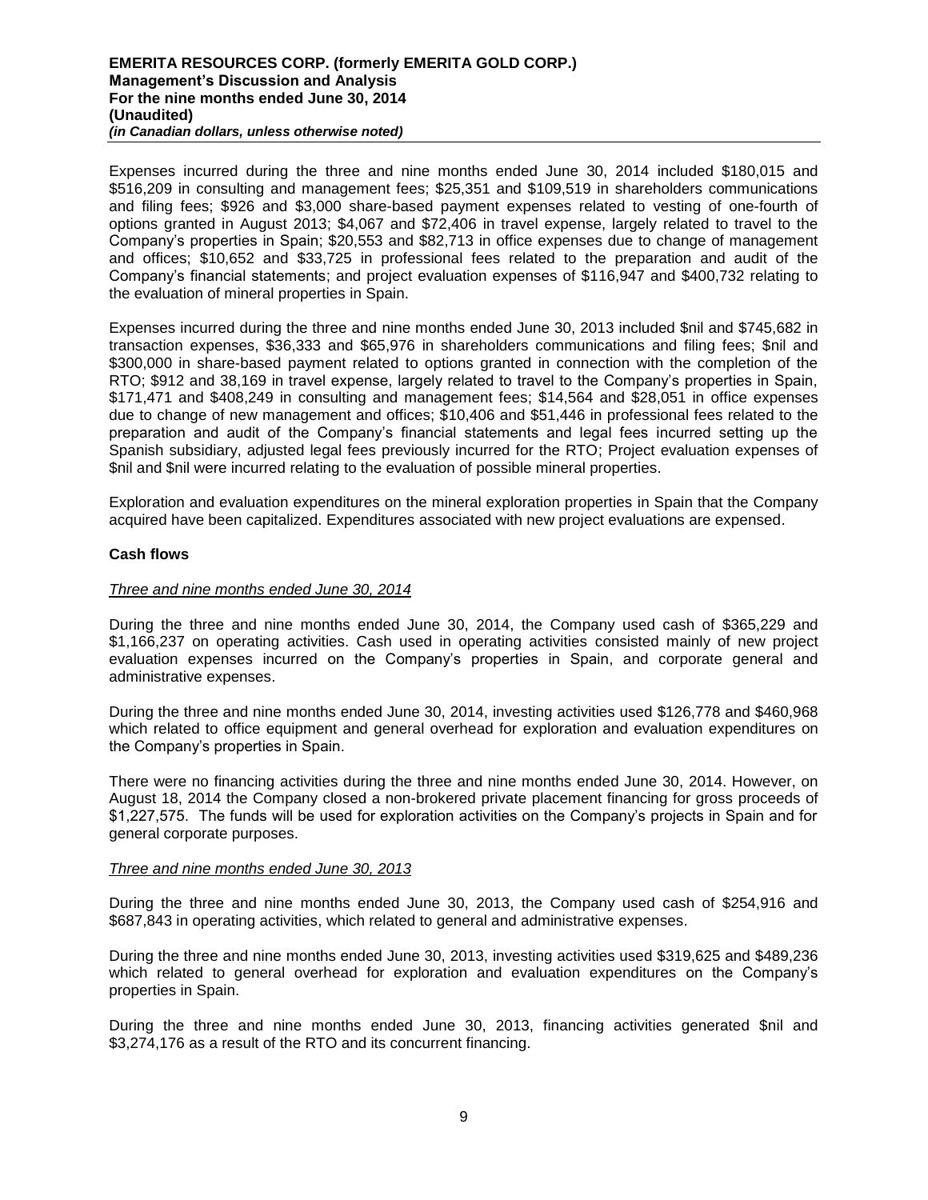Expenses incurred during the three and nine months ended June 30, 2014 included $180,015 and $516,209 in consulting and management fees; $25,351 and $109,519 in shareholders communications and filing fees; $926 and $3,000 share-based payment expenses related to vesting of one-fourth of options granted in August 2013; $4,067 and $72,406 in travel expense, largely related to travel to the Company's properties in Spain; $20,553 and $82,713 in office expenses due to change of management and offices; $10,652 and $33,725 in professional fees related to the preparation and audit of the Company's financial statements; and project evaluation expenses of $116,947 and $400,732 relating to the evaluation of mineral properties in Spain.

Expenses incurred during the three and nine months ended June 30, 2013 included $nil and $745,682 in transaction expenses, $36,333 and $65,976 in shareholders communications and filing fees; $nil and $300,000 in share-based payment related to options granted in connection with the completion of the RTO; $912 and 38,169 in travel expense, largely related to travel to the Company's properties in Spain, $171,471 and $408,249 in consulting and management fees; $14,564 and $28,051 in office expenses due to change of new management and offices; $10,406 and $51,446 in professional fees related to the preparation and audit of the Company's financial statements and legal fees incurred setting up the Spanish subsidiary, adjusted legal fees previously incurred for the RTO; Project evaluation expenses of $nil and $nil were incurred relating to the evaluation of possible mineral properties.

Exploration and evaluation expenditures on the mineral exploration properties in Spain that the Company acquired have been capitalized. Expenditures associated with new project evaluations are expensed.

**Cash flows**

*Three and nine months ended June 30, 2014*

During the three and nine months ended June 30, 2014, the Company used cash of $365,229 and $1,166,237 on operating activities. Cash used in operating activities consisted mainly of new project evaluation expenses incurred on the Company's properties in Spain, and corporate general and administrative expenses.

During the three and nine months ended June 30, 2014, investing activities used $126,778 and $460,968 which related to office equipment and general overhead for exploration and evaluation expenditures on the Company's properties in Spain.

There were no financing activities during the three and nine months ended June 30, 2014. However, on August 18, 2014 the Company closed a non-brokered private placement financing for gross proceeds of $1,227,575. The funds will be used for exploration activities on the Company's projects in Spain and for general corporate purposes.

*Three and nine months ended June 30, 2013*

During the three and nine months ended June 30, 2013, the Company used cash of $254,916 and $687,843 in operating activities, which related to general and administrative expenses.

During the three and nine months ended June 30, 2013, investing activities used $319,625 and $489,236 which related to general overhead for exploration and evaluation expenditures on the Company's properties in Spain.

During the three and nine months ended June 30, 2013, financing activities generated $nil and $3,274,176 as a result of the RTO and its concurrent financing.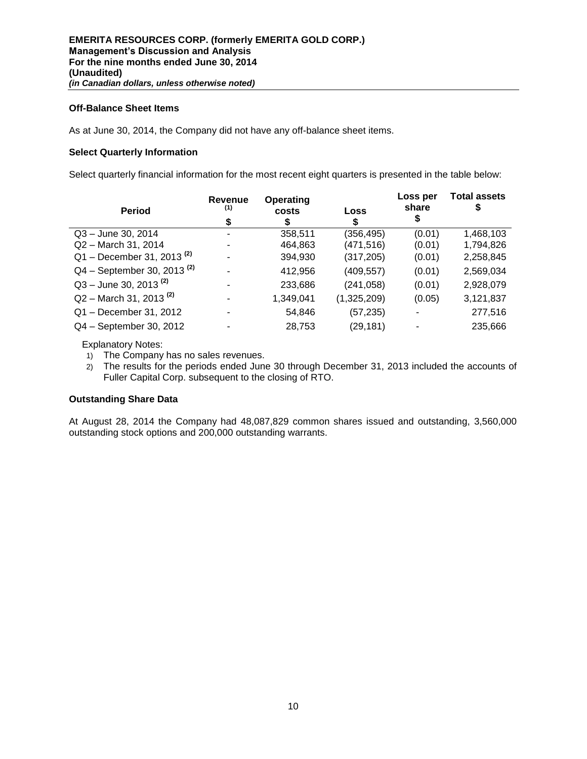### Off-Balance Sheet Items

As at June 30, 2014, the Company did not have any off-balance sheet items.

### Select Quarterly Information

Select quarterly financial information for the most recent eight quarters is presented in the table below:

| Period | Revenue [(1)] $ | Operating costs $ | Loss $ | Loss per share $ | Total assets $ |
|---|---|---|---|---|---|
| Q3 – June 30, 2014 | - | 358,511 | (356,495) | (0.01) | 1,468,103 |
| Q2 – March 31, 2014 | - | 464,863 | (471,516) | (0.01) | 1,794,826 |
| Q1 – December 31, 2013 [(2)] | - | 394,930 | (317,205) | (0.01) | 2,258,845 |
| Q4 – September 30, 2013 [(2)] | - | 412,956 | (409,557) | (0.01) | 2,569,034 |
| Q3 – June 30, 2013 [(2)] | - | 233,686 | (241,058) | (0.01) | 2,928,079 |
| Q2 – March 31, 2013 [(2)] | - | 1,349,041 | (1,325,209) | (0.05) | 3,121,837 |
| Q1 – December 31, 2012 | - | 54,846 | (57,235) | - | 277,516 |
| Q4 – September 30, 2012 | - | 28,753 | (29,181) | - | 235,666 |

Explanatory Notes:

1) The Company has no sales revenues.
2) The results for the periods ended June 30 through December 31, 2013 included the accounts of Fuller Capital Corp. subsequent to the closing of RTO.

### Outstanding Share Data

At August 28, 2014 the Company had 48,087,829 common shares issued and outstanding, 3,560,000 outstanding stock options and 200,000 outstanding warrants.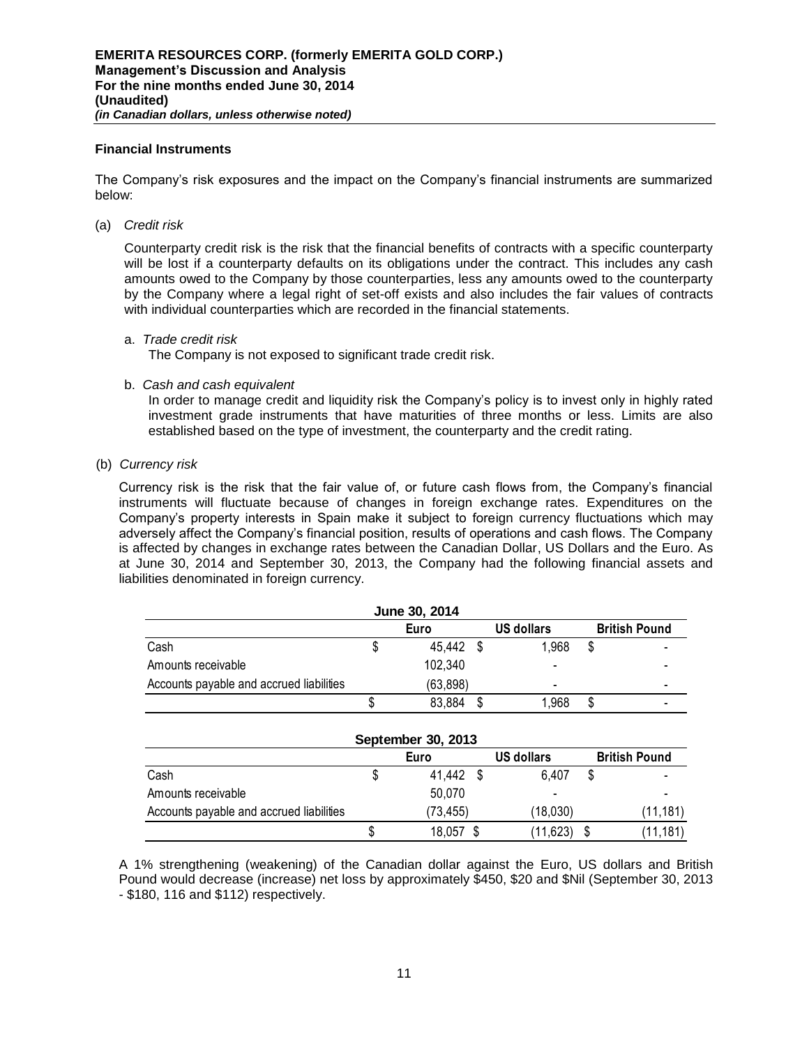### Financial Instruments

The Company's risk exposures and the impact on the Company's financial instruments are summarized below:

(a) *Credit risk*

Counterparty credit risk is the risk that the financial benefits of contracts with a specific counterparty will be lost if a counterparty defaults on its obligations under the contract. This includes any cash amounts owed to the Company by those counterparties, less any amounts owed to the counterparty by the Company where a legal right of set-off exists and also includes the fair values of contracts with individual counterparties which are recorded in the financial statements.

a. *Trade credit risk*
   The Company is not exposed to significant trade credit risk.

b. *Cash and cash equivalent*
   In order to manage credit and liquidity risk the Company's policy is to invest only in highly rated investment grade instruments that have maturities of three months or less. Limits are also established based on the type of investment, the counterparty and the credit rating.

(b) *Currency risk*

Currency risk is the risk that the fair value of, or future cash flows from, the Company's financial instruments will fluctuate because of changes in foreign exchange rates. Expenditures on the Company's property interests in Spain make it subject to foreign currency fluctuations which may adversely affect the Company's financial position, results of operations and cash flows. The Company is affected by changes in exchange rates between the Canadian Dollar, US Dollars and the Euro. As at June 30, 2014 and September 30, 2013, the Company had the following financial assets and liabilities denominated in foreign currency.

**June 30, 2014**

| | Euro | US dollars | British Pound |
|---|---|---|---|
| Cash | $ 45,442 | $ 1,968 | $ - |
| Amounts receivable | 102,340 | - | - |
| Accounts payable and accrued liabilities | (63,898) | - | - |
| | $ 83,884 | $ 1,968 | $ - |

**September 30, 2013**

| | Euro | US dollars | British Pound |
|---|---|---|---|
| Cash | $ 41,442 | $ 6,407 | $ - |
| Amounts receivable | 50,070 | - | - |
| Accounts payable and accrued liabilities | (73,455) | (18,030) | (11,181) |
| | $ 18,057 | $ (11,623) | $ (11,181) |

A 1% strengthening (weakening) of the Canadian dollar against the Euro, US dollars and British Pound would decrease (increase) net loss by approximately $450, $20 and $Nil (September 30, 2013 - $180, 116 and $112) respectively.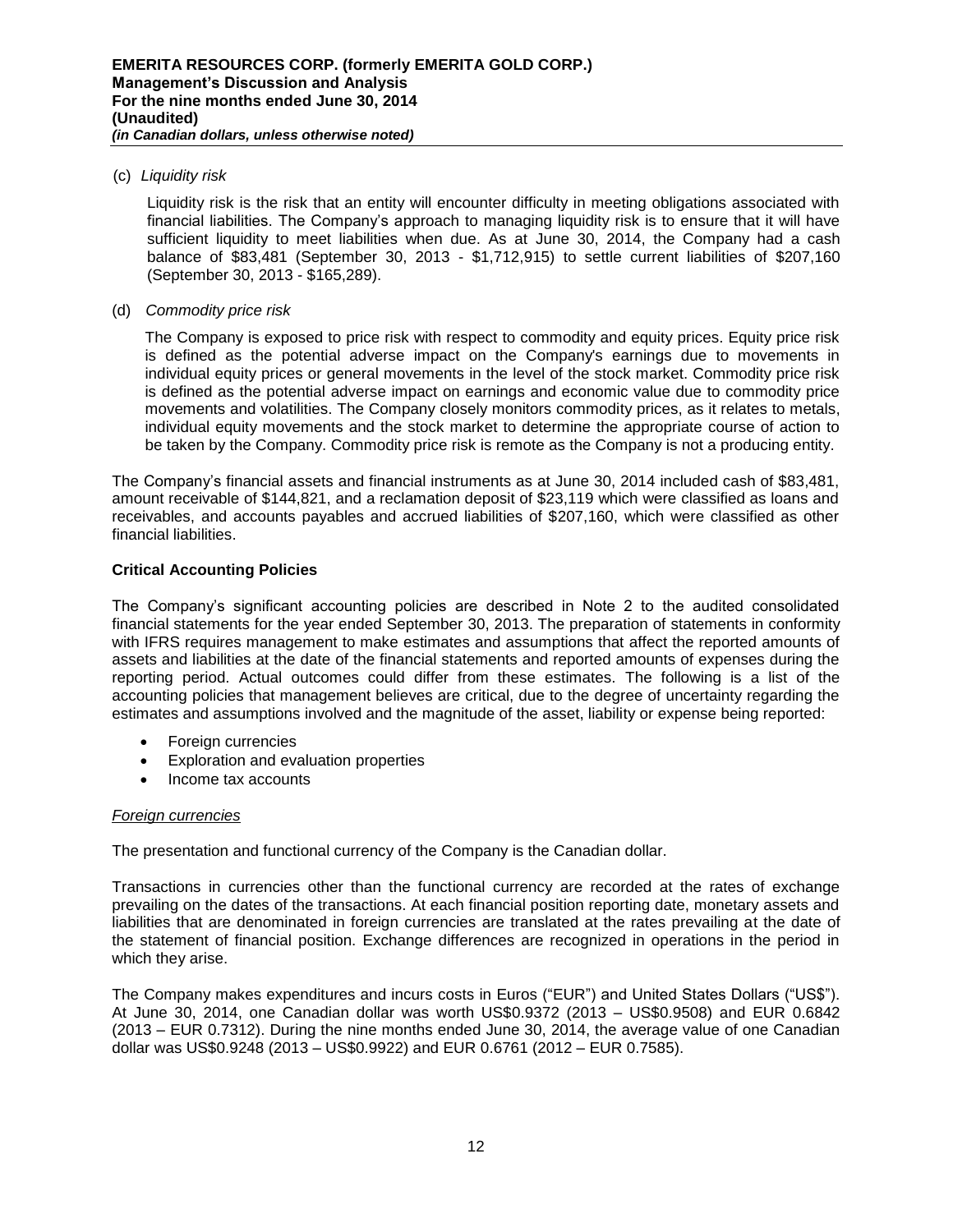(c) *Liquidity risk*

Liquidity risk is the risk that an entity will encounter difficulty in meeting obligations associated with financial liabilities. The Company's approach to managing liquidity risk is to ensure that it will have sufficient liquidity to meet liabilities when due. As at June 30, 2014, the Company had a cash balance of $83,481 (September 30, 2013 - $1,712,915) to settle current liabilities of $207,160 (September 30, 2013 - $165,289).

(d) *Commodity price risk*

The Company is exposed to price risk with respect to commodity and equity prices. Equity price risk is defined as the potential adverse impact on the Company's earnings due to movements in individual equity prices or general movements in the level of the stock market. Commodity price risk is defined as the potential adverse impact on earnings and economic value due to commodity price movements and volatilities. The Company closely monitors commodity prices, as it relates to metals, individual equity movements and the stock market to determine the appropriate course of action to be taken by the Company. Commodity price risk is remote as the Company is not a producing entity.

The Company's financial assets and financial instruments as at June 30, 2014 included cash of $83,481, amount receivable of $144,821, and a reclamation deposit of $23,119 which were classified as loans and receivables, and accounts payables and accrued liabilities of $207,160, which were classified as other financial liabilities.

**Critical Accounting Policies**

The Company's significant accounting policies are described in Note 2 to the audited consolidated financial statements for the year ended September 30, 2013. The preparation of statements in conformity with IFRS requires management to make estimates and assumptions that affect the reported amounts of assets and liabilities at the date of the financial statements and reported amounts of expenses during the reporting period. Actual outcomes could differ from these estimates. The following is a list of the accounting policies that management believes are critical, due to the degree of uncertainty regarding the estimates and assumptions involved and the magnitude of the asset, liability or expense being reported:

- Foreign currencies
- Exploration and evaluation properties
- Income tax accounts

*Foreign currencies*

The presentation and functional currency of the Company is the Canadian dollar.

Transactions in currencies other than the functional currency are recorded at the rates of exchange prevailing on the dates of the transactions. At each financial position reporting date, monetary assets and liabilities that are denominated in foreign currencies are translated at the rates prevailing at the date of the statement of financial position. Exchange differences are recognized in operations in the period in which they arise.

The Company makes expenditures and incurs costs in Euros ("EUR") and United States Dollars ("US$"). At June 30, 2014, one Canadian dollar was worth US$0.9372 (2013 – US$0.9508) and EUR 0.6842 (2013 – EUR 0.7312). During the nine months ended June 30, 2014, the average value of one Canadian dollar was US$0.9248 (2013 – US$0.9922) and EUR 0.6761 (2012 – EUR 0.7585).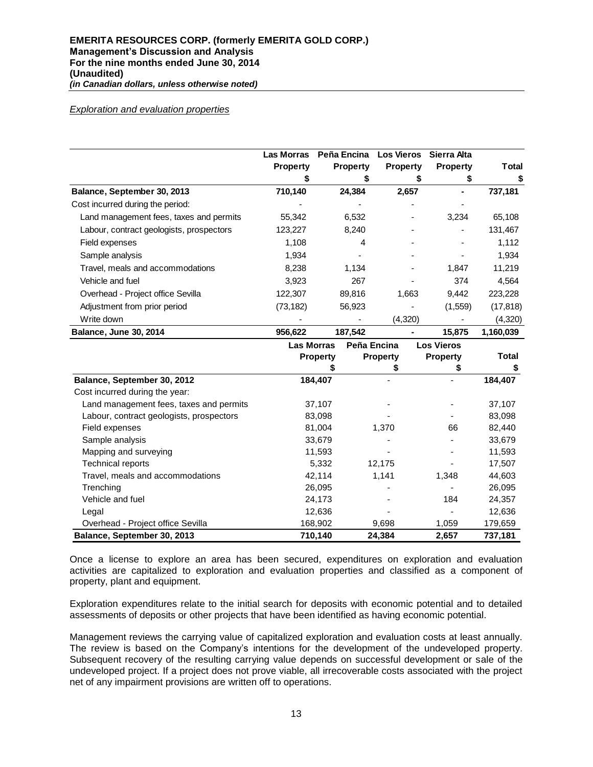*Exploration and evaluation properties*

| | Las Morras Property | Peña Encina Property | Los Vieros Property | Sierra Alta Property | Total |
|---|---|---|---|---|---|
| | $ | $ | $ | $ | $ |
| **Balance, September 30, 2013** | **710,140** | **24,384** | **2,657** | **-** | **737,181** |
| Cost incurred during the period: | - | - | - | - | |
| Land management fees, taxes and permits | 55,342 | 6,532 | - | 3,234 | 65,108 |
| Labour, contract geologists, prospectors | 123,227 | 8,240 | - | - | 131,467 |
| Field expenses | 1,108 | 4 | - | - | 1,112 |
| Sample analysis | 1,934 | - | - | - | 1,934 |
| Travel, meals and accommodations | 8,238 | 1,134 | - | 1,847 | 11,219 |
| Vehicle and fuel | 3,923 | 267 | - | 374 | 4,564 |
| Overhead - Project office Sevilla | 122,307 | 89,816 | 1,663 | 9,442 | 223,228 |
| Adjustment from prior period | (73,182) | 56,923 | - | (1,559) | (17,818) |
| Write down | - | - | (4,320) | - | (4,320) |
| **Balance, June 30, 2014** | **956,622** | **187,542** | **-** | **15,875** | **1,160,039** |

| | Las Morras Property | Peña Encina Property | Los Vieros Property | Total |
|---|---|---|---|---|
| | $ | $ | $ | $ |
| **Balance, September 30, 2012** | **184,407** | - | - | **184,407** |
| Cost incurred during the year: | | | | |
| Land management fees, taxes and permits | 37,107 | - | - | 37,107 |
| Labour, contract geologists, prospectors | 83,098 | - | - | 83,098 |
| Field expenses | 81,004 | 1,370 | 66 | 82,440 |
| Sample analysis | 33,679 | - | - | 33,679 |
| Mapping and surveying | 11,593 | - | - | 11,593 |
| Technical reports | 5,332 | 12,175 | - | 17,507 |
| Travel, meals and accommodations | 42,114 | 1,141 | 1,348 | 44,603 |
| Trenching | 26,095 | - | - | 26,095 |
| Vehicle and fuel | 24,173 | - | 184 | 24,357 |
| Legal | 12,636 | - | - | 12,636 |
| Overhead - Project office Sevilla | 168,902 | 9,698 | 1,059 | 179,659 |
| **Balance, September 30, 2013** | **710,140** | **24,384** | **2,657** | **737,181** |

Once a license to explore an area has been secured, expenditures on exploration and evaluation activities are capitalized to exploration and evaluation properties and classified as a component of property, plant and equipment.

Exploration expenditures relate to the initial search for deposits with economic potential and to detailed assessments of deposits or other projects that have been identified as having economic potential.

Management reviews the carrying value of capitalized exploration and evaluation costs at least annually. The review is based on the Company's intentions for the development of the undeveloped property. Subsequent recovery of the resulting carrying value depends on successful development or sale of the undeveloped project. If a project does not prove viable, all irrecoverable costs associated with the project net of any impairment provisions are written off to operations.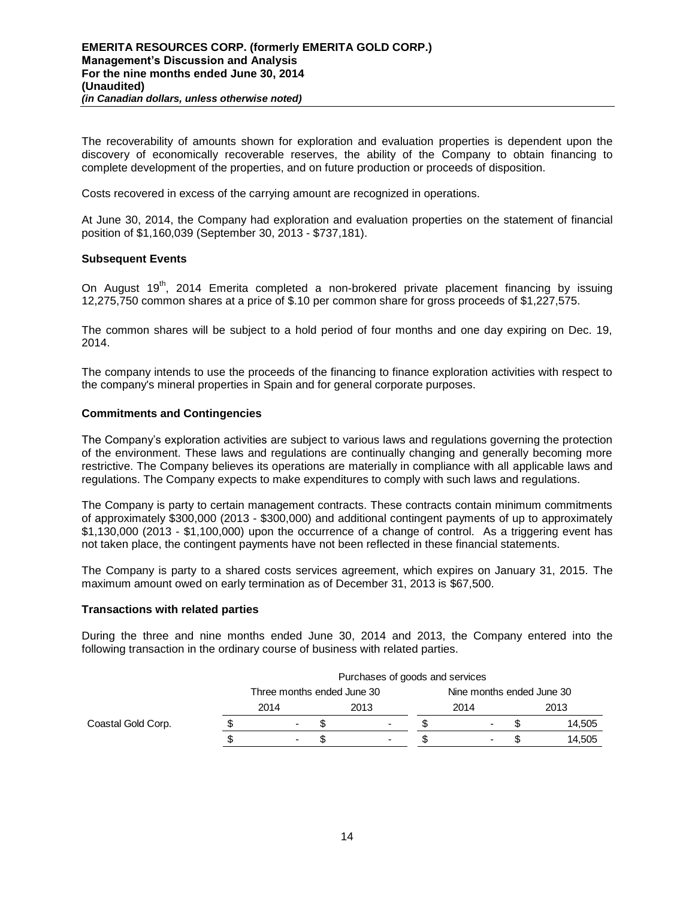The recoverability of amounts shown for exploration and evaluation properties is dependent upon the discovery of economically recoverable reserves, the ability of the Company to obtain financing to complete development of the properties, and on future production or proceeds of disposition.

Costs recovered in excess of the carrying amount are recognized in operations.

At June 30, 2014, the Company had exploration and evaluation properties on the statement of financial position of $1,160,039 (September 30, 2013 - $737,181).

### Subsequent Events

On August 19th, 2014 Emerita completed a non-brokered private placement financing by issuing 12,275,750 common shares at a price of $.10 per common share for gross proceeds of $1,227,575.

The common shares will be subject to a hold period of four months and one day expiring on Dec. 19, 2014.

The company intends to use the proceeds of the financing to finance exploration activities with respect to the company's mineral properties in Spain and for general corporate purposes.

### Commitments and Contingencies

The Company's exploration activities are subject to various laws and regulations governing the protection of the environment. These laws and regulations are continually changing and generally becoming more restrictive. The Company believes its operations are materially in compliance with all applicable laws and regulations. The Company expects to make expenditures to comply with such laws and regulations.

The Company is party to certain management contracts. These contracts contain minimum commitments of approximately $300,000 (2013 - $300,000) and additional contingent payments of up to approximately $1,130,000 (2013 - $1,100,000) upon the occurrence of a change of control. As a triggering event has not taken place, the contingent payments have not been reflected in these financial statements.

The Company is party to a shared costs services agreement, which expires on January 31, 2015. The maximum amount owed on early termination as of December 31, 2013 is $67,500.

### Transactions with related parties

During the three and nine months ended June 30, 2014 and 2013, the Company entered into the following transaction in the ordinary course of business with related parties.

| | Purchases of goods and services | | | |
|---|---|---|---|---|
| | Three months ended June 30 | | Nine months ended June 30 | |
| | 2014 | 2013 | 2014 | 2013 |
| Coastal Gold Corp. | $ - | $ - | $ - | $ 14,505 |
| | $ - | $ - | $ - | $ 14,505 |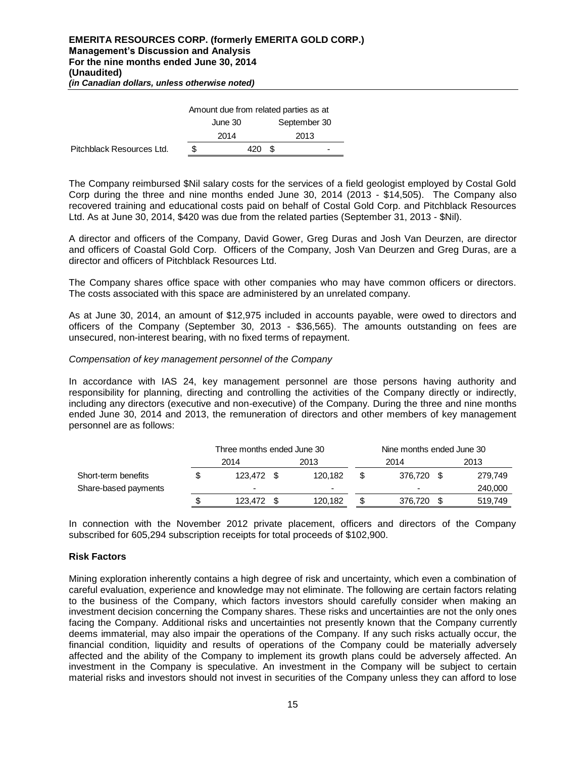| | Amount due from related parties as at | |
|---|---|---|
| | June 30 | September 30 |
| | 2014 | 2013 |
| Pitchblack Resources Ltd. | $ 420 | $ - |

The Company reimbursed $Nil salary costs for the services of a field geologist employed by Costal Gold Corp during the three and nine months ended June 30, 2014 (2013 - $14,505). The Company also recovered training and educational costs paid on behalf of Costal Gold Corp. and Pitchblack Resources Ltd. As at June 30, 2014, $420 was due from the related parties (September 31, 2013 - $Nil).

A director and officers of the Company, David Gower, Greg Duras and Josh Van Deurzen, are director and officers of Coastal Gold Corp. Officers of the Company, Josh Van Deurzen and Greg Duras, are a director and officers of Pitchblack Resources Ltd.

The Company shares office space with other companies who may have common officers or directors. The costs associated with this space are administered by an unrelated company.

As at June 30, 2014, an amount of $12,975 included in accounts payable, were owed to directors and officers of the Company (September 30, 2013 - $36,565). The amounts outstanding on fees are unsecured, non-interest bearing, with no fixed terms of repayment.

*Compensation of key management personnel of the Company*

In accordance with IAS 24, key management personnel are those persons having authority and responsibility for planning, directing and controlling the activities of the Company directly or indirectly, including any directors (executive and non-executive) of the Company. During the three and nine months ended June 30, 2014 and 2013, the remuneration of directors and other members of key management personnel are as follows:

| | Three months ended June 30 | | Nine months ended June 30 | |
|---|---|---|---|---|
| | 2014 | 2013 | 2014 | 2013 |
| Short-term benefits | $ 123,472 | $ 120,182 | $ 376,720 | $ 279,749 |
| Share-based payments | - | - | - | 240,000 |
| | $ 123,472 | $ 120,182 | $ 376,720 | $ 519,749 |

In connection with the November 2012 private placement, officers and directors of the Company subscribed for 605,294 subscription receipts for total proceeds of $102,900.

## Risk Factors

Mining exploration inherently contains a high degree of risk and uncertainty, which even a combination of careful evaluation, experience and knowledge may not eliminate. The following are certain factors relating to the business of the Company, which factors investors should carefully consider when making an investment decision concerning the Company shares. These risks and uncertainties are not the only ones facing the Company. Additional risks and uncertainties not presently known that the Company currently deems immaterial, may also impair the operations of the Company. If any such risks actually occur, the financial condition, liquidity and results of operations of the Company could be materially adversely affected and the ability of the Company to implement its growth plans could be adversely affected. An investment in the Company is speculative. An investment in the Company will be subject to certain material risks and investors should not invest in securities of the Company unless they can afford to lose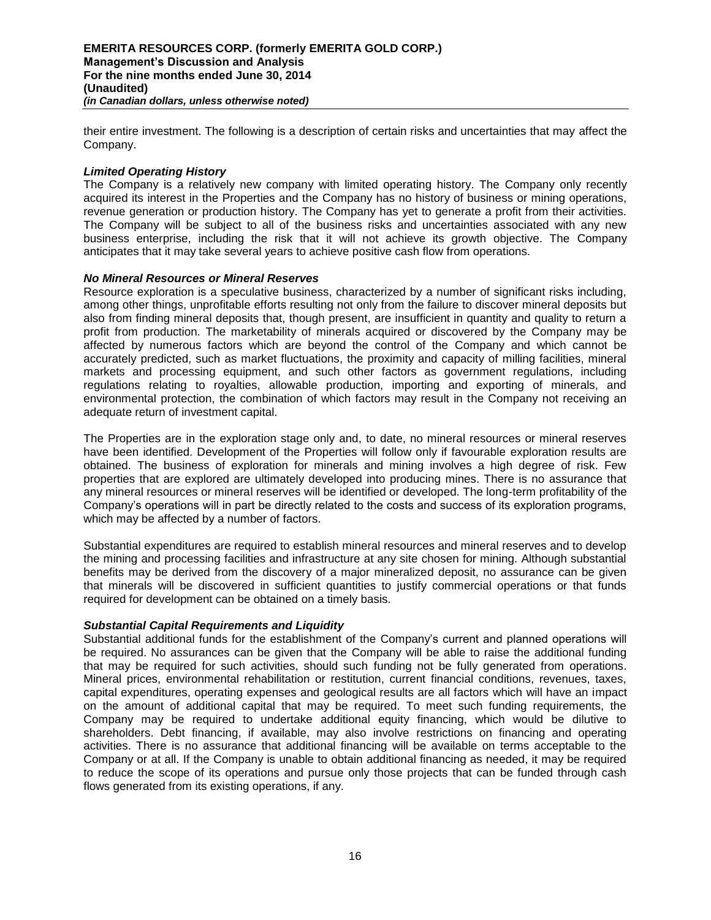their entire investment. The following is a description of certain risks and uncertainties that may affect the Company.

***Limited Operating History***

The Company is a relatively new company with limited operating history. The Company only recently acquired its interest in the Properties and the Company has no history of business or mining operations, revenue generation or production history. The Company has yet to generate a profit from their activities. The Company will be subject to all of the business risks and uncertainties associated with any new business enterprise, including the risk that it will not achieve its growth objective. The Company anticipates that it may take several years to achieve positive cash flow from operations.

***No Mineral Resources or Mineral Reserves***

Resource exploration is a speculative business, characterized by a number of significant risks including, among other things, unprofitable efforts resulting not only from the failure to discover mineral deposits but also from finding mineral deposits that, though present, are insufficient in quantity and quality to return a profit from production. The marketability of minerals acquired or discovered by the Company may be affected by numerous factors which are beyond the control of the Company and which cannot be accurately predicted, such as market fluctuations, the proximity and capacity of milling facilities, mineral markets and processing equipment, and such other factors as government regulations, including regulations relating to royalties, allowable production, importing and exporting of minerals, and environmental protection, the combination of which factors may result in the Company not receiving an adequate return of investment capital.

The Properties are in the exploration stage only and, to date, no mineral resources or mineral reserves have been identified. Development of the Properties will follow only if favourable exploration results are obtained. The business of exploration for minerals and mining involves a high degree of risk. Few properties that are explored are ultimately developed into producing mines. There is no assurance that any mineral resources or mineral reserves will be identified or developed. The long-term profitability of the Company's operations will in part be directly related to the costs and success of its exploration programs, which may be affected by a number of factors.

Substantial expenditures are required to establish mineral resources and mineral reserves and to develop the mining and processing facilities and infrastructure at any site chosen for mining. Although substantial benefits may be derived from the discovery of a major mineralized deposit, no assurance can be given that minerals will be discovered in sufficient quantities to justify commercial operations or that funds required for development can be obtained on a timely basis.

***Substantial Capital Requirements and Liquidity***

Substantial additional funds for the establishment of the Company's current and planned operations will be required. No assurances can be given that the Company will be able to raise the additional funding that may be required for such activities, should such funding not be fully generated from operations. Mineral prices, environmental rehabilitation or restitution, current financial conditions, revenues, taxes, capital expenditures, operating expenses and geological results are all factors which will have an impact on the amount of additional capital that may be required. To meet such funding requirements, the Company may be required to undertake additional equity financing, which would be dilutive to shareholders. Debt financing, if available, may also involve restrictions on financing and operating activities. There is no assurance that additional financing will be available on terms acceptable to the Company or at all. If the Company is unable to obtain additional financing as needed, it may be required to reduce the scope of its operations and pursue only those projects that can be funded through cash flows generated from its existing operations, if any.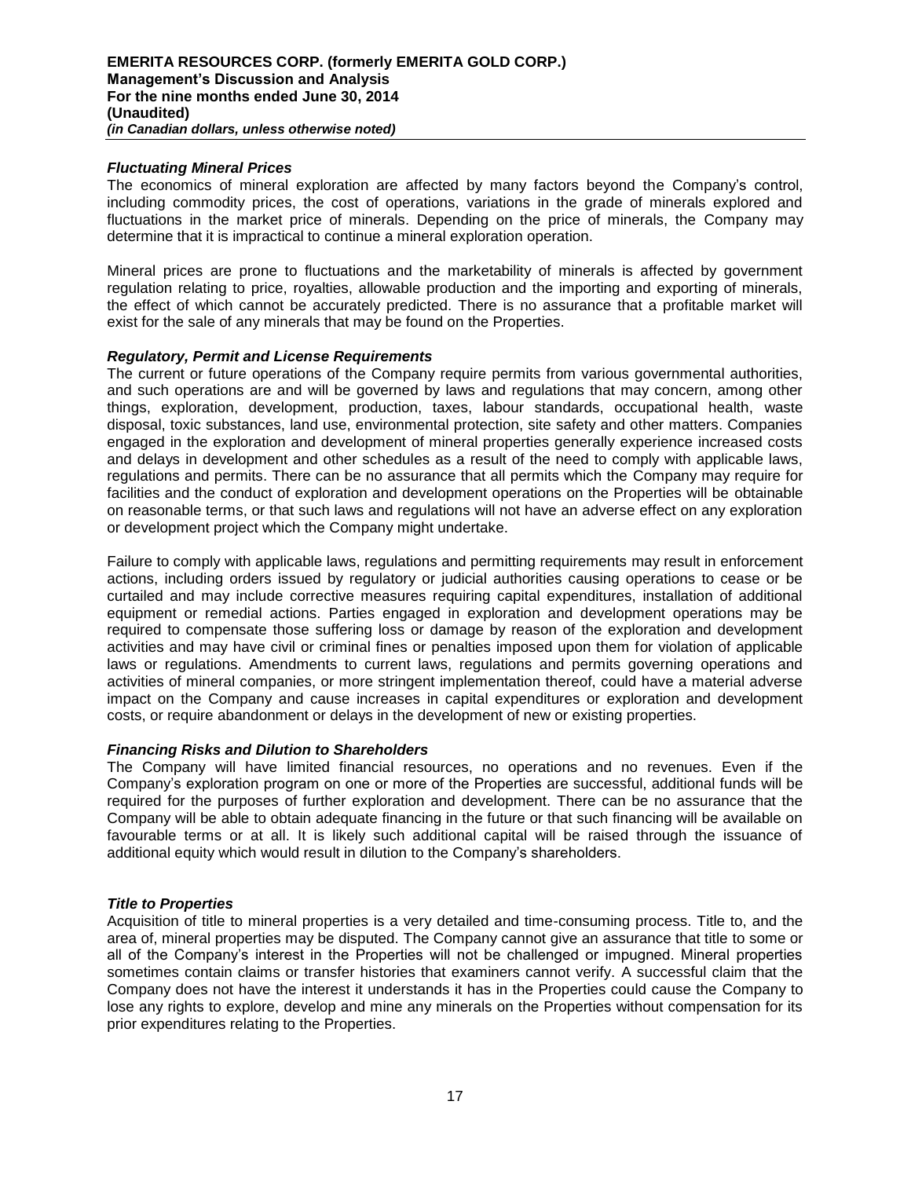### *Fluctuating Mineral Prices*

The economics of mineral exploration are affected by many factors beyond the Company's control, including commodity prices, the cost of operations, variations in the grade of minerals explored and fluctuations in the market price of minerals. Depending on the price of minerals, the Company may determine that it is impractical to continue a mineral exploration operation.

Mineral prices are prone to fluctuations and the marketability of minerals is affected by government regulation relating to price, royalties, allowable production and the importing and exporting of minerals, the effect of which cannot be accurately predicted. There is no assurance that a profitable market will exist for the sale of any minerals that may be found on the Properties.

### *Regulatory, Permit and License Requirements*

The current or future operations of the Company require permits from various governmental authorities, and such operations are and will be governed by laws and regulations that may concern, among other things, exploration, development, production, taxes, labour standards, occupational health, waste disposal, toxic substances, land use, environmental protection, site safety and other matters. Companies engaged in the exploration and development of mineral properties generally experience increased costs and delays in development and other schedules as a result of the need to comply with applicable laws, regulations and permits. There can be no assurance that all permits which the Company may require for facilities and the conduct of exploration and development operations on the Properties will be obtainable on reasonable terms, or that such laws and regulations will not have an adverse effect on any exploration or development project which the Company might undertake.

Failure to comply with applicable laws, regulations and permitting requirements may result in enforcement actions, including orders issued by regulatory or judicial authorities causing operations to cease or be curtailed and may include corrective measures requiring capital expenditures, installation of additional equipment or remedial actions. Parties engaged in exploration and development operations may be required to compensate those suffering loss or damage by reason of the exploration and development activities and may have civil or criminal fines or penalties imposed upon them for violation of applicable laws or regulations. Amendments to current laws, regulations and permits governing operations and activities of mineral companies, or more stringent implementation thereof, could have a material adverse impact on the Company and cause increases in capital expenditures or exploration and development costs, or require abandonment or delays in the development of new or existing properties.

### *Financing Risks and Dilution to Shareholders*

The Company will have limited financial resources, no operations and no revenues. Even if the Company's exploration program on one or more of the Properties are successful, additional funds will be required for the purposes of further exploration and development. There can be no assurance that the Company will be able to obtain adequate financing in the future or that such financing will be available on favourable terms or at all. It is likely such additional capital will be raised through the issuance of additional equity which would result in dilution to the Company's shareholders.

### *Title to Properties*

Acquisition of title to mineral properties is a very detailed and time-consuming process. Title to, and the area of, mineral properties may be disputed. The Company cannot give an assurance that title to some or all of the Company's interest in the Properties will not be challenged or impugned. Mineral properties sometimes contain claims or transfer histories that examiners cannot verify. A successful claim that the Company does not have the interest it understands it has in the Properties could cause the Company to lose any rights to explore, develop and mine any minerals on the Properties without compensation for its prior expenditures relating to the Properties.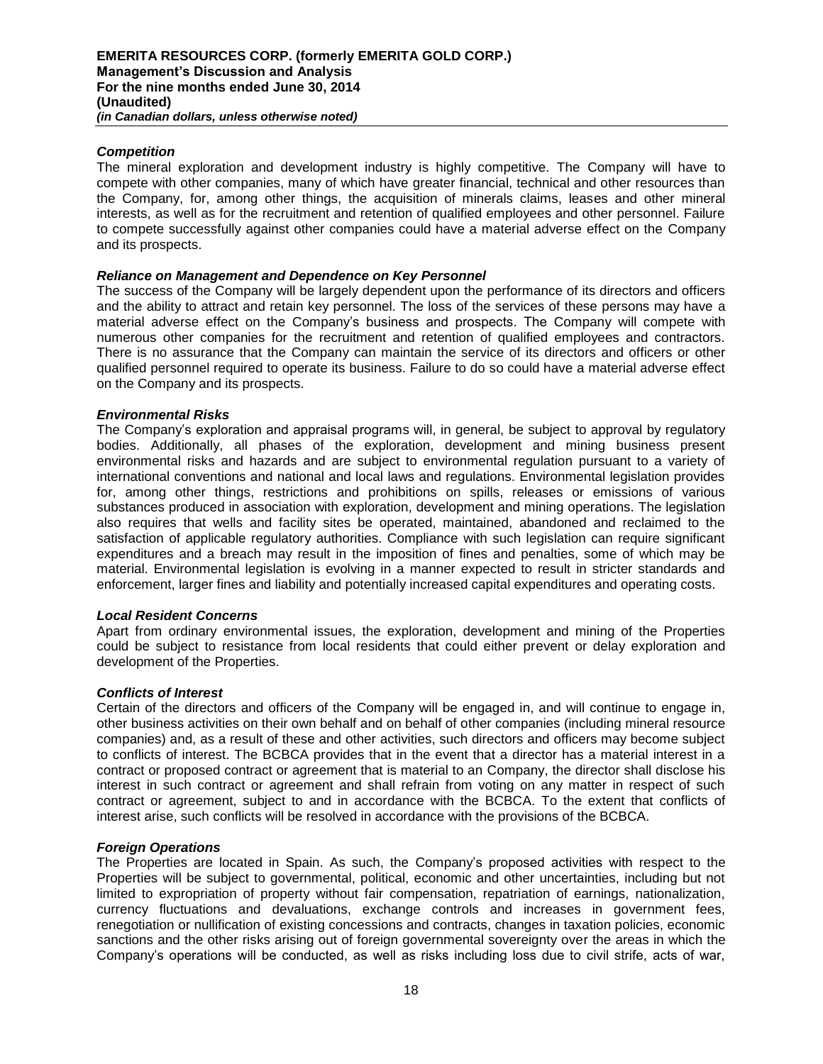### *Competition*

The mineral exploration and development industry is highly competitive. The Company will have to compete with other companies, many of which have greater financial, technical and other resources than the Company, for, among other things, the acquisition of minerals claims, leases and other mineral interests, as well as for the recruitment and retention of qualified employees and other personnel. Failure to compete successfully against other companies could have a material adverse effect on the Company and its prospects.

### *Reliance on Management and Dependence on Key Personnel*

The success of the Company will be largely dependent upon the performance of its directors and officers and the ability to attract and retain key personnel. The loss of the services of these persons may have a material adverse effect on the Company's business and prospects. The Company will compete with numerous other companies for the recruitment and retention of qualified employees and contractors. There is no assurance that the Company can maintain the service of its directors and officers or other qualified personnel required to operate its business. Failure to do so could have a material adverse effect on the Company and its prospects.

### *Environmental Risks*

The Company's exploration and appraisal programs will, in general, be subject to approval by regulatory bodies. Additionally, all phases of the exploration, development and mining business present environmental risks and hazards and are subject to environmental regulation pursuant to a variety of international conventions and national and local laws and regulations. Environmental legislation provides for, among other things, restrictions and prohibitions on spills, releases or emissions of various substances produced in association with exploration, development and mining operations. The legislation also requires that wells and facility sites be operated, maintained, abandoned and reclaimed to the satisfaction of applicable regulatory authorities. Compliance with such legislation can require significant expenditures and a breach may result in the imposition of fines and penalties, some of which may be material. Environmental legislation is evolving in a manner expected to result in stricter standards and enforcement, larger fines and liability and potentially increased capital expenditures and operating costs.

### *Local Resident Concerns*

Apart from ordinary environmental issues, the exploration, development and mining of the Properties could be subject to resistance from local residents that could either prevent or delay exploration and development of the Properties.

### *Conflicts of Interest*

Certain of the directors and officers of the Company will be engaged in, and will continue to engage in, other business activities on their own behalf and on behalf of other companies (including mineral resource companies) and, as a result of these and other activities, such directors and officers may become subject to conflicts of interest. The BCBCA provides that in the event that a director has a material interest in a contract or proposed contract or agreement that is material to an Company, the director shall disclose his interest in such contract or agreement and shall refrain from voting on any matter in respect of such contract or agreement, subject to and in accordance with the BCBCA. To the extent that conflicts of interest arise, such conflicts will be resolved in accordance with the provisions of the BCBCA.

### *Foreign Operations*

The Properties are located in Spain. As such, the Company's proposed activities with respect to the Properties will be subject to governmental, political, economic and other uncertainties, including but not limited to expropriation of property without fair compensation, repatriation of earnings, nationalization, currency fluctuations and devaluations, exchange controls and increases in government fees, renegotiation or nullification of existing concessions and contracts, changes in taxation policies, economic sanctions and the other risks arising out of foreign governmental sovereignty over the areas in which the Company's operations will be conducted, as well as risks including loss due to civil strife, acts of war,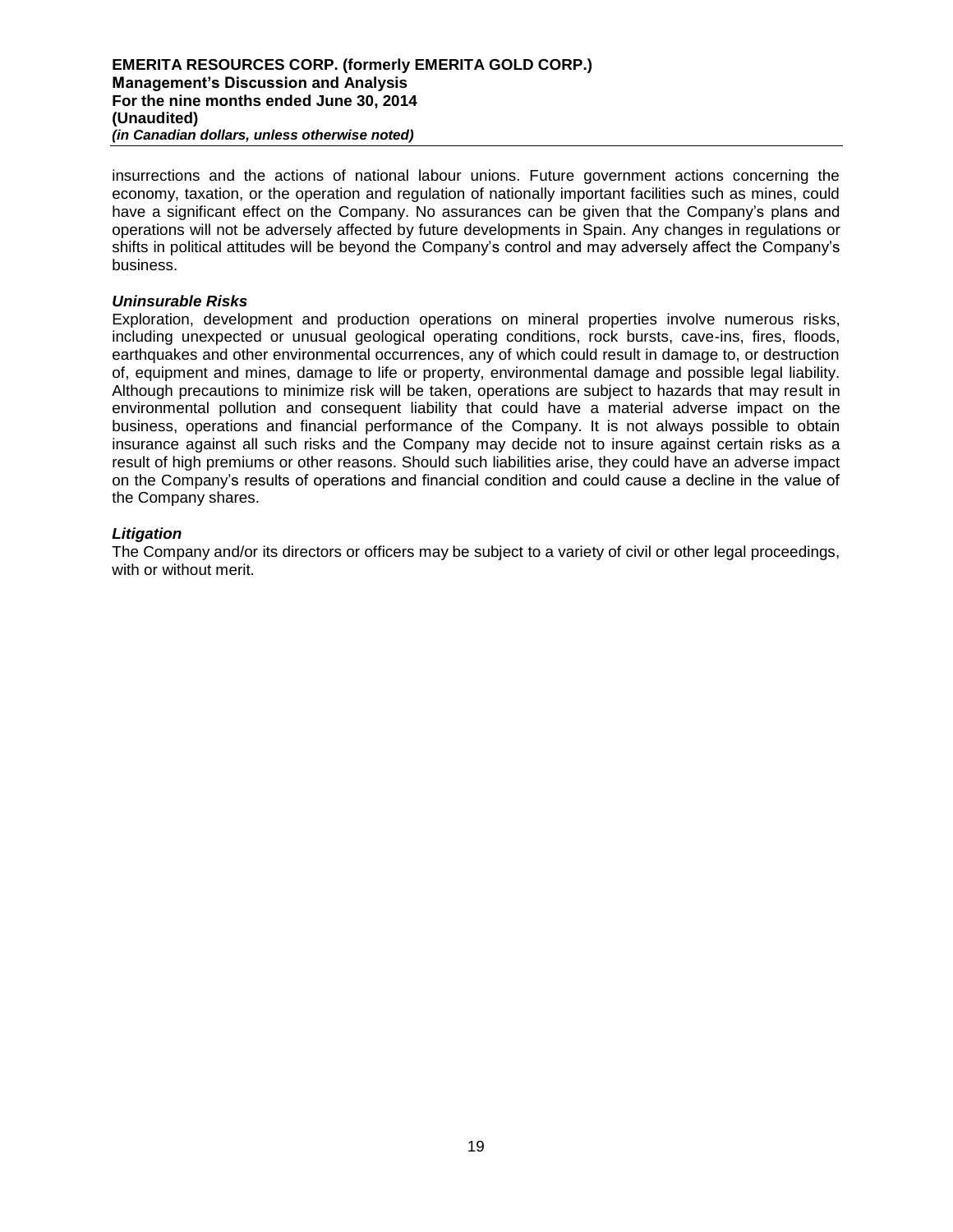insurrections and the actions of national labour unions. Future government actions concerning the economy, taxation, or the operation and regulation of nationally important facilities such as mines, could have a significant effect on the Company. No assurances can be given that the Company's plans and operations will not be adversely affected by future developments in Spain. Any changes in regulations or shifts in political attitudes will be beyond the Company's control and may adversely affect the Company's business.

***Uninsurable Risks***

Exploration, development and production operations on mineral properties involve numerous risks, including unexpected or unusual geological operating conditions, rock bursts, cave-ins, fires, floods, earthquakes and other environmental occurrences, any of which could result in damage to, or destruction of, equipment and mines, damage to life or property, environmental damage and possible legal liability. Although precautions to minimize risk will be taken, operations are subject to hazards that may result in environmental pollution and consequent liability that could have a material adverse impact on the business, operations and financial performance of the Company. It is not always possible to obtain insurance against all such risks and the Company may decide not to insure against certain risks as a result of high premiums or other reasons. Should such liabilities arise, they could have an adverse impact on the Company's results of operations and financial condition and could cause a decline in the value of the Company shares.

***Litigation***

The Company and/or its directors or officers may be subject to a variety of civil or other legal proceedings, with or without merit.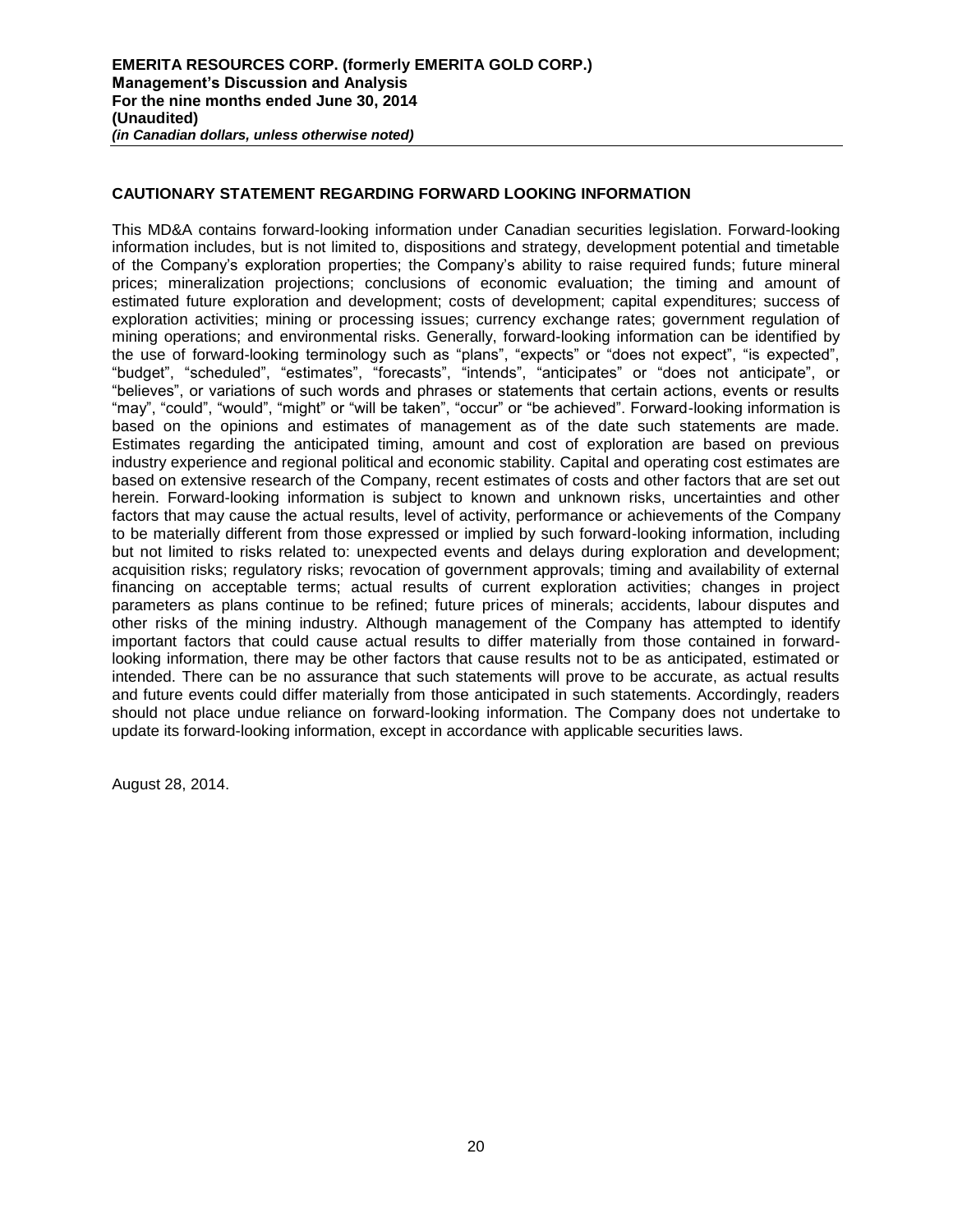## CAUTIONARY STATEMENT REGARDING FORWARD LOOKING INFORMATION

This MD&A contains forward-looking information under Canadian securities legislation. Forward-looking information includes, but is not limited to, dispositions and strategy, development potential and timetable of the Company's exploration properties; the Company's ability to raise required funds; future mineral prices; mineralization projections; conclusions of economic evaluation; the timing and amount of estimated future exploration and development; costs of development; capital expenditures; success of exploration activities; mining or processing issues; currency exchange rates; government regulation of mining operations; and environmental risks. Generally, forward-looking information can be identified by the use of forward-looking terminology such as "plans", "expects" or "does not expect", "is expected", "budget", "scheduled", "estimates", "forecasts", "intends", "anticipates" or "does not anticipate", or "believes", or variations of such words and phrases or statements that certain actions, events or results "may", "could", "would", "might" or "will be taken", "occur" or "be achieved". Forward-looking information is based on the opinions and estimates of management as of the date such statements are made. Estimates regarding the anticipated timing, amount and cost of exploration are based on previous industry experience and regional political and economic stability. Capital and operating cost estimates are based on extensive research of the Company, recent estimates of costs and other factors that are set out herein. Forward-looking information is subject to known and unknown risks, uncertainties and other factors that may cause the actual results, level of activity, performance or achievements of the Company to be materially different from those expressed or implied by such forward-looking information, including but not limited to risks related to: unexpected events and delays during exploration and development; acquisition risks; regulatory risks; revocation of government approvals; timing and availability of external financing on acceptable terms; actual results of current exploration activities; changes in project parameters as plans continue to be refined; future prices of minerals; accidents, labour disputes and other risks of the mining industry. Although management of the Company has attempted to identify important factors that could cause actual results to differ materially from those contained in forward-looking information, there may be other factors that cause results not to be as anticipated, estimated or intended. There can be no assurance that such statements will prove to be accurate, as actual results and future events could differ materially from those anticipated in such statements. Accordingly, readers should not place undue reliance on forward-looking information. The Company does not undertake to update its forward-looking information, except in accordance with applicable securities laws.

August 28, 2014.